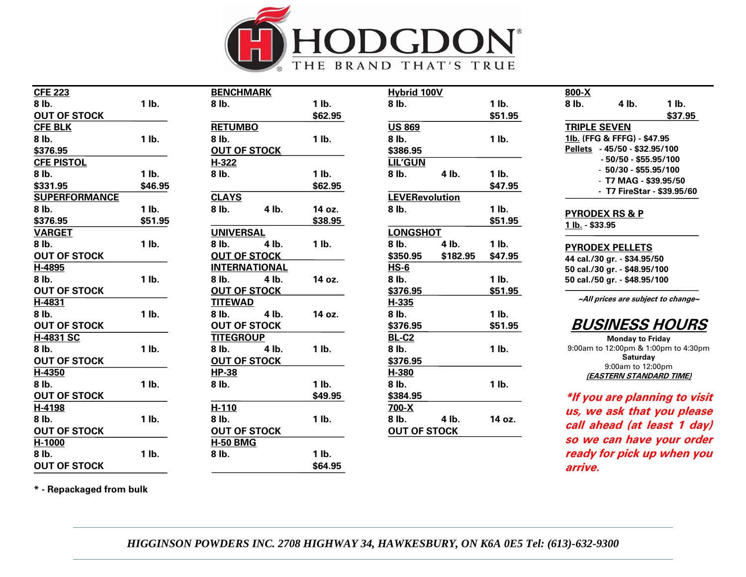# HODGDON

THE BRAND THAT'S TRUE

**CFE 223**
8 lb. | 1 lb.
OUT OF STOCK

**CFE BLK**
8 lb. | 1 lb.
$376.95

**CFE PISTOL**
8 lb. | 1 lb.
$331.95 | $46.95

**SUPERFORMANCE**
8 lb. | 1 lb.
$376.95 | $51.95

**VARGET**
8 lb. | 1 lb.
OUT OF STOCK

**H-4895**
8 lb. | 1 lb.
OUT OF STOCK

**H-4831**
8 lb. | 1 lb.
OUT OF STOCK

**H-4831 SC**
8 lb. | 1 lb.
OUT OF STOCK

**H-4350**
8 lb. | 1 lb.
OUT OF STOCK

**H-4198**
8 lb. | 1 lb.
OUT OF STOCK

**H-1000**
8 lb. | 1 lb.
OUT OF STOCK

**BENCHMARK**
8 lb. | 1 lb.
$62.95

**RETUMBO**
8 lb. | 1 lb.
OUT OF STOCK

**H-322**
8 lb. | 1 lb.
$62.95

**CLAYS**
8 lb. | 4 lb. | 14 oz.
$38.95

**UNIVERSAL**
8 lb. | 4 lb. | 1 lb.
OUT OF STOCK

**INTERNATIONAL**
8 lb. | 4 lb. | 14 oz.
OUT OF STOCK

**TITEWAD**
8 lb. | 4 lb. | 14 oz.
OUT OF STOCK

**TITEGROUP**
8 lb. | 4 lb. | 1 lb.
OUT OF STOCK

**HP-38**
8 lb. | 1 lb.
$49.95

**H-110**
8 lb. | 1 lb.
OUT OF STOCK

**H-50 BMG**
8 lb. | 1 lb.
$64.95

**Hybrid 100V**
8 lb. | 1 lb.
$51.95

**US 869**
8 lb. | 1 lb.
$386.95

**LIL'GUN**
8 lb. | 4 lb. | 1 lb.
$47.95

**LEVERevolution**
8 lb. | 1 lb.
$51.95

**LONGSHOT**
8 lb. | 4 lb. | 1 lb.
$350.95 | $182.95 | $47.95

**HS-6**
8 lb. | 1 lb.
$376.95 | $51.95

**H-335**
8 lb. | 1 lb.
$376.95 | $51.95

**BL-C2**
8 lb. | 1 lb.
$376.95

**H-380**
8 lb. | 1 lb.
$384.95

**700-X**
8 lb. | 4 lb. | 14 oz.
OUT OF STOCK

**800-X**
8 lb. | 4 lb. | 1 lb.
$37.95

**TRIPLE SEVEN**
1lb. (FFG & FFFG) - $47.95
Pellets
- 45/50 - $32.95/100
- 50/50 - $55.95/100
- 50/30 - $55.95/100
- T7 MAG - $39.95/50
- T7 FireStar - $39.95/60

**PYRODEX RS & P**
1 lb. - $33.95

**PYRODEX PELLETS**
44 cal./30 gr. - $34.95/50
50 cal./30 gr. - $48.95/100
50 cal./50 gr. - $48.95/100

*~All prices are subject to change~*

## BUSINESS HOURS

**Monday to Friday**
9:00am to 12:00pm & 1:00pm to 4:30pm
**Saturday**
9:00am to 12:00pm
*(EASTERN STANDARD TIME)*

***If you are planning to visit us, we ask that you please call ahead (at least 1 day) so we can have your order ready for pick up when you arrive.***

**\* - Repackaged from bulk**

*HIGGINSON POWDERS INC. 2708 HIGHWAY 34, HAWKESBURY, ON K6A 0E5 Tel: (613)-632-9300*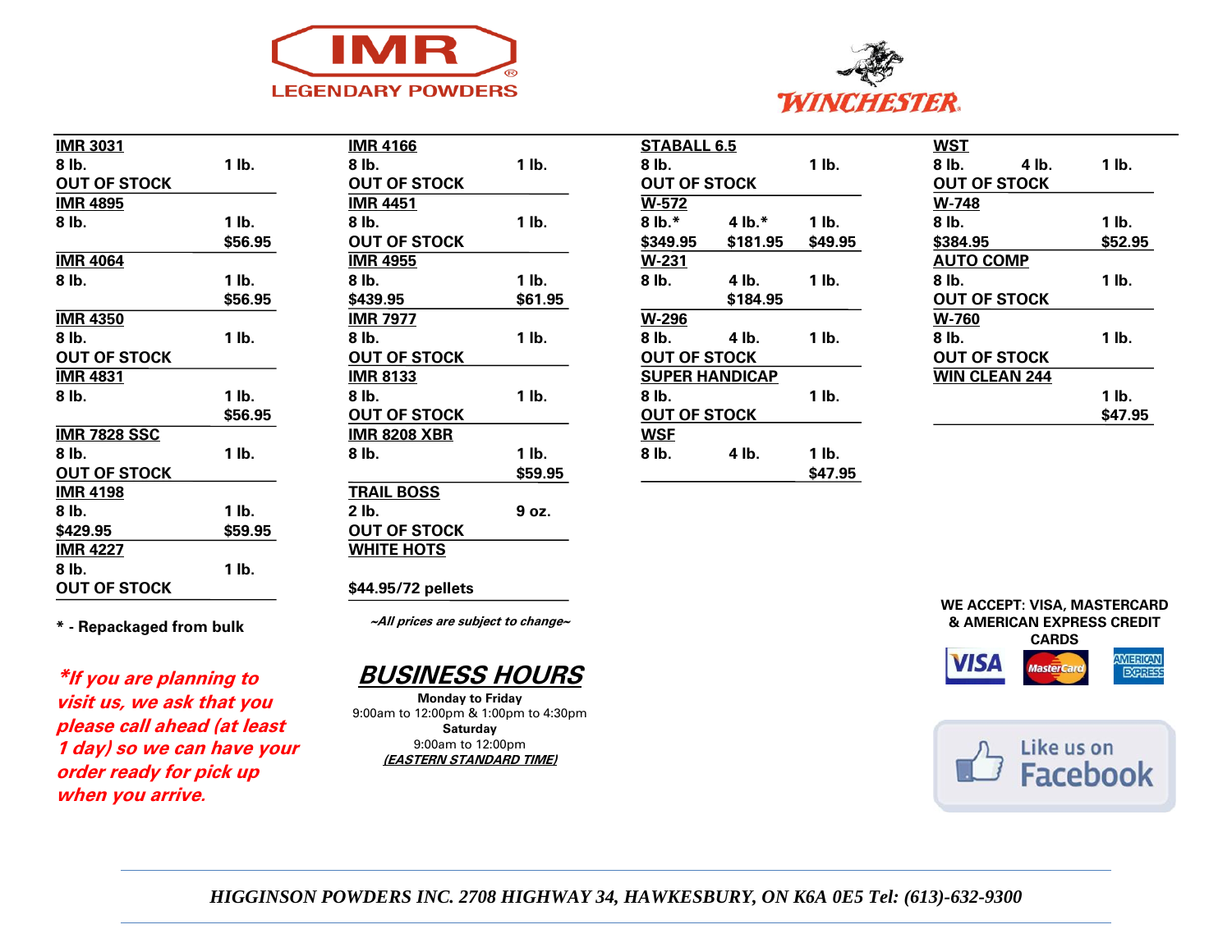**IMR LEGENDARY POWDERS** | **WINCHESTER**

| IMR 3031 | 8 lb. | 1 lb. |
|---|---|---|
| | OUT OF STOCK | |
| **IMR 4895** | 8 lb. | 1 lb. |
| | | $56.95 |
| **IMR 4064** | 8 lb. | 1 lb. |
| | | $56.95 |
| **IMR 4350** | 8 lb. | 1 lb. |
| | OUT OF STOCK | |
| **IMR 4831** | 8 lb. | 1 lb. |
| | | $56.95 |
| **IMR 7828 SSC** | 8 lb. | 1 lb. |
| | OUT OF STOCK | |
| **IMR 4198** | 8 lb. | 1 lb. |
| | $429.95 | $59.95 |
| **IMR 4227** | 8 lb. | 1 lb. |
| | OUT OF STOCK | |

\* - Repackaged from bulk

***\*If you are planning to visit us, we ask that you please call ahead (at least 1 day) so we can have your order ready for pick up when you arrive.***

| IMR 4166 | 8 lb. | 1 lb. |
|---|---|---|
| | OUT OF STOCK | |
| **IMR 4451** | 8 lb. | 1 lb. |
| | OUT OF STOCK | |
| **IMR 4955** | 8 lb. | 1 lb. |
| | $439.95 | $61.95 |
| **IMR 7977** | 8 lb. | 1 lb. |
| | OUT OF STOCK | |
| **IMR 8133** | 8 lb. | 1 lb. |
| | OUT OF STOCK | |
| **IMR 8208 XBR** | 8 lb. | 1 lb. |
| | | $59.95 |
| **TRAIL BOSS** | 2 lb. | 9 oz. |
| | OUT OF STOCK | |
| **WHITE HOTS** | $44.95/72 pellets | |

*~All prices are subject to change~*

| STABALL 6.5 | 8 lb. | | 1 lb. |
|---|---|---|---|
| | OUT OF STOCK | | |
| **W-572** | 8 lb.* | 4 lb.* | 1 lb. |
| | $349.95 | $181.95 | $49.95 |
| **W-231** | 8 lb. | 4 lb. | 1 lb. |
| | | $184.95 | |
| **W-296** | 8 lb. | 4 lb. | 1 lb. |
| | OUT OF STOCK | | |
| **SUPER HANDICAP** | 8 lb. | | 1 lb. |
| | OUT OF STOCK | | |
| **WSF** | 8 lb. | 4 lb. | 1 lb. |
| | | | $47.95 |

| WST | 8 lb. | 4 lb. | 1 lb. |
|---|---|---|---|
| | OUT OF STOCK | | |
| **W-748** | 8 lb. | | 1 lb. |
| | $384.95 | | $52.95 |
| **AUTO COMP** | 8 lb. | | 1 lb. |
| | OUT OF STOCK | | |
| **W-760** | 8 lb. | | 1 lb. |
| | OUT OF STOCK | | |
| **WIN CLEAN 244** | | | 1 lb. |
| | | | $47.95 |

## *BUSINESS HOURS*

**Monday to Friday**
9:00am to 12:00pm & 1:00pm to 4:30pm
**Saturday**
9:00am to 12:00pm
*(EASTERN STANDARD TIME)*

**WE ACCEPT: VISA, MASTERCARD & AMERICAN EXPRESS CREDIT CARDS**

Like us on Facebook

*HIGGINSON POWDERS INC. 2708 HIGHWAY 34, HAWKESBURY, ON K6A 0E5 Tel: (613)-632-9300*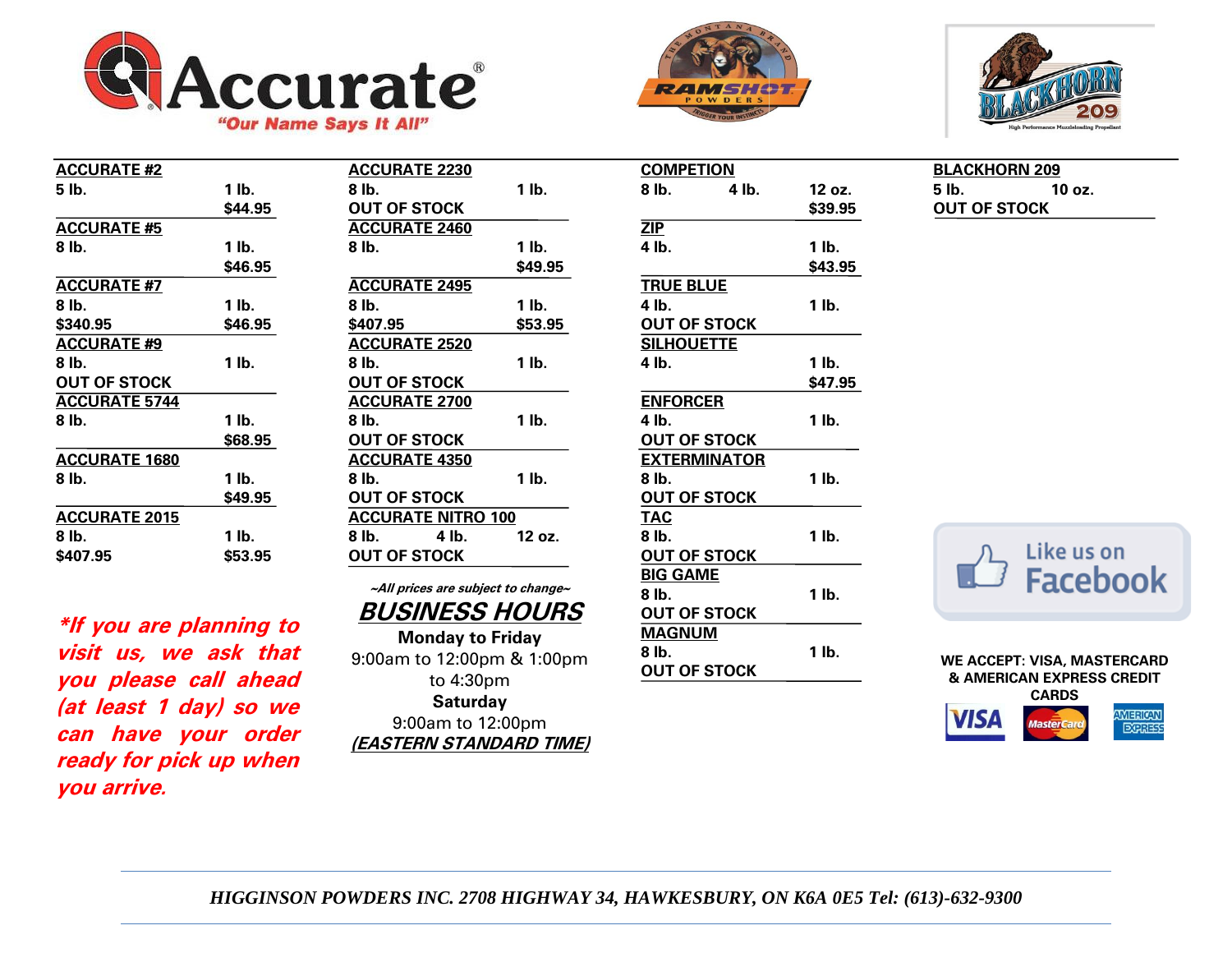Accurate® "Our Name Says It All"

RAMSHOT POWDERS

BLACKHORN 209

**ACCURATE #2**
5 lb. | 1 lb.
$44.95

**ACCURATE #5**
8 lb. | 1 lb.
$46.95

**ACCURATE #7**
8 lb. | 1 lb.
$340.95 | $46.95

**ACCURATE #9**
8 lb. | 1 lb.
OUT OF STOCK

**ACCURATE 5744**
8 lb. | 1 lb.
$68.95

**ACCURATE 1680**
8 lb. | 1 lb.
$49.95

**ACCURATE 2015**
8 lb. | 1 lb.
$407.95 | $53.95

***\*If you are planning to visit us, we ask that you please call ahead (at least 1 day) so we can have your order ready for pick up when you arrive.***

**ACCURATE 2230**
8 lb. | 1 lb.
OUT OF STOCK

**ACCURATE 2460**
8 lb. | 1 lb.
$49.95

**ACCURATE 2495**
8 lb. | 1 lb.
$407.95 | $53.95

**ACCURATE 2520**
8 lb. | 1 lb.
OUT OF STOCK

**ACCURATE 2700**
8 lb. | 1 lb.
OUT OF STOCK

**ACCURATE 4350**
8 lb. | 1 lb.
OUT OF STOCK

**ACCURATE NITRO 100**
8 lb. | 4 lb. | 12 oz.
OUT OF STOCK

*~All prices are subject to change~*

## BUSINESS HOURS

**Monday to Friday**
9:00am to 12:00pm & 1:00pm to 4:30pm

**Saturday**
9:00am to 12:00pm

***(EASTERN STANDARD TIME)***

**COMPETION**
8 lb. | 4 lb. | 12 oz.
$39.95

**ZIP**
4 lb. | 1 lb.
$43.95

**TRUE BLUE**
4 lb. | 1 lb.
OUT OF STOCK

**SILHOUETTE**
4 lb. | 1 lb.
$47.95

**ENFORCER**
4 lb. | 1 lb.
OUT OF STOCK

**EXTERMINATOR**
8 lb. | 1 lb.
OUT OF STOCK

**TAC**
8 lb. | 1 lb.
OUT OF STOCK

**BIG GAME**
8 lb. | 1 lb.
OUT OF STOCK

**MAGNUM**
8 lb. | 1 lb.
OUT OF STOCK

**BLACKHORN 209**
5 lb. | 10 oz.
OUT OF STOCK

Like us on Facebook

**WE ACCEPT: VISA, MASTERCARD & AMERICAN EXPRESS CREDIT CARDS**

*HIGGINSON POWDERS INC. 2708 HIGHWAY 34, HAWKESBURY, ON K6A 0E5 Tel: (613)-632-9300*